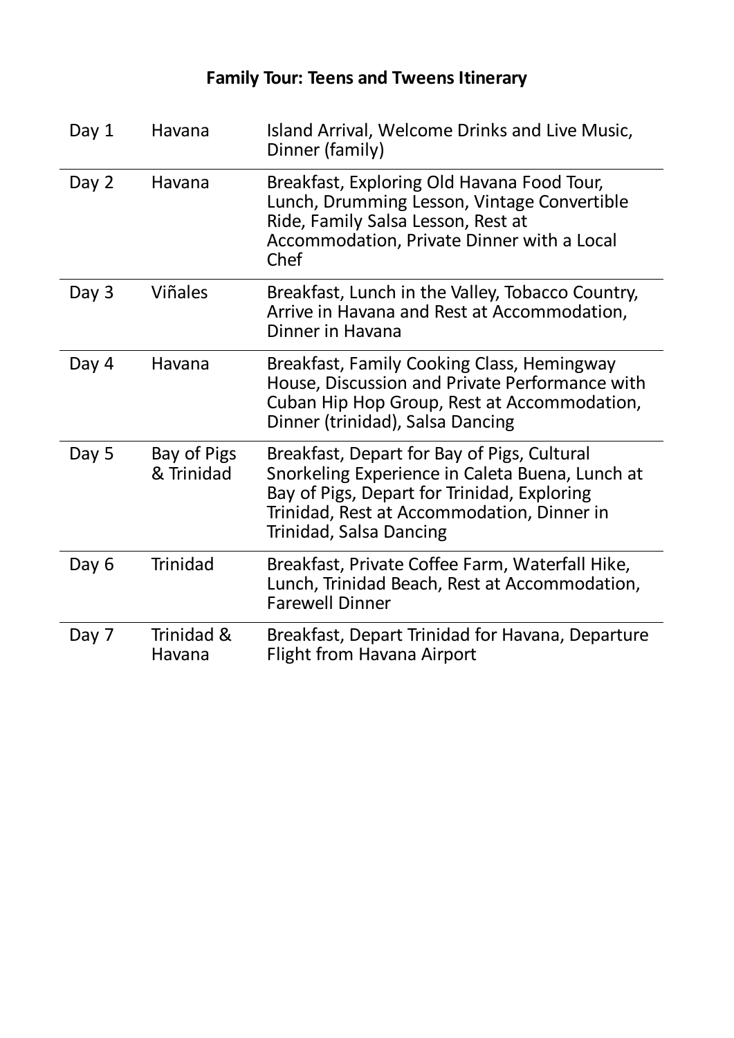**Family Tour: Teens and Tweens Itinerary**

| | | |
|---|---|---|
| Day 1 | Havana | Island Arrival, Welcome Drinks and Live Music, Dinner (family) |
| Day 2 | Havana | Breakfast, Exploring Old Havana Food Tour, Lunch, Drumming Lesson, Vintage Convertible Ride, Family Salsa Lesson, Rest at Accommodation, Private Dinner with a Local Chef |
| Day 3 | Viñales | Breakfast, Lunch in the Valley, Tobacco Country, Arrive in Havana and Rest at Accommodation, Dinner in Havana |
| Day 4 | Havana | Breakfast, Family Cooking Class, Hemingway House, Discussion and Private Performance with Cuban Hip Hop Group, Rest at Accommodation, Dinner (trinidad), Salsa Dancing |
| Day 5 | Bay of Pigs & Trinidad | Breakfast, Depart for Bay of Pigs, Cultural Snorkeling Experience in Caleta Buena, Lunch at Bay of Pigs, Depart for Trinidad, Exploring Trinidad, Rest at Accommodation, Dinner in Trinidad, Salsa Dancing |
| Day 6 | Trinidad | Breakfast, Private Coffee Farm, Waterfall Hike, Lunch, Trinidad Beach, Rest at Accommodation, Farewell Dinner |
| Day 7 | Trinidad & Havana | Breakfast, Depart Trinidad for Havana, Departure Flight from Havana Airport |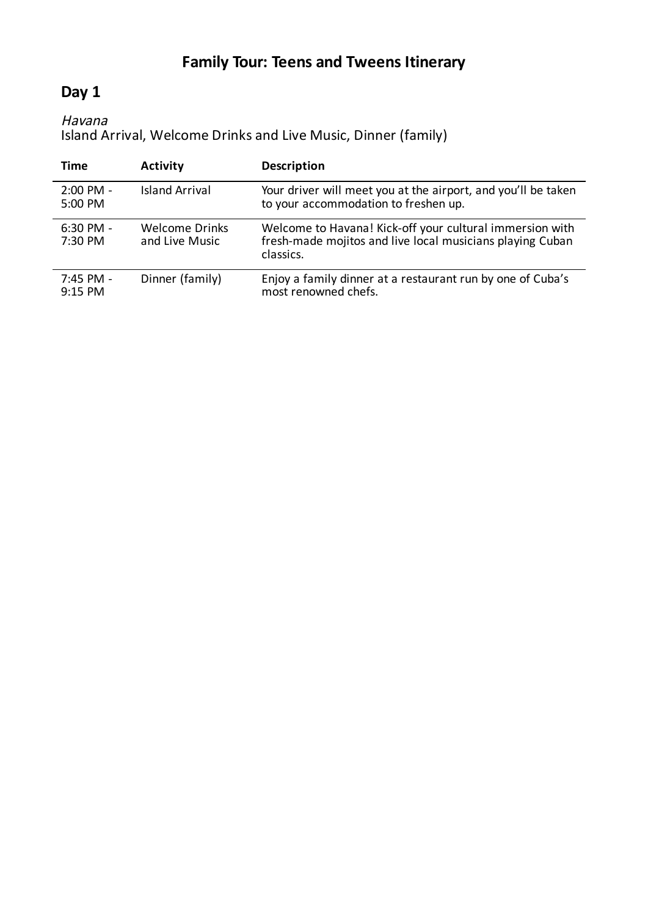# Family Tour: Teens and Tweens Itinerary

## Day 1

*Havana*
Island Arrival, Welcome Drinks and Live Music, Dinner (family)

| Time | Activity | Description |
|---|---|---|
| 2:00 PM - 5:00 PM | Island Arrival | Your driver will meet you at the airport, and you'll be taken to your accommodation to freshen up. |
| 6:30 PM - 7:30 PM | Welcome Drinks and Live Music | Welcome to Havana! Kick-off your cultural immersion with fresh-made mojitos and live local musicians playing Cuban classics. |
| 7:45 PM - 9:15 PM | Dinner (family) | Enjoy a family dinner at a restaurant run by one of Cuba's most renowned chefs. |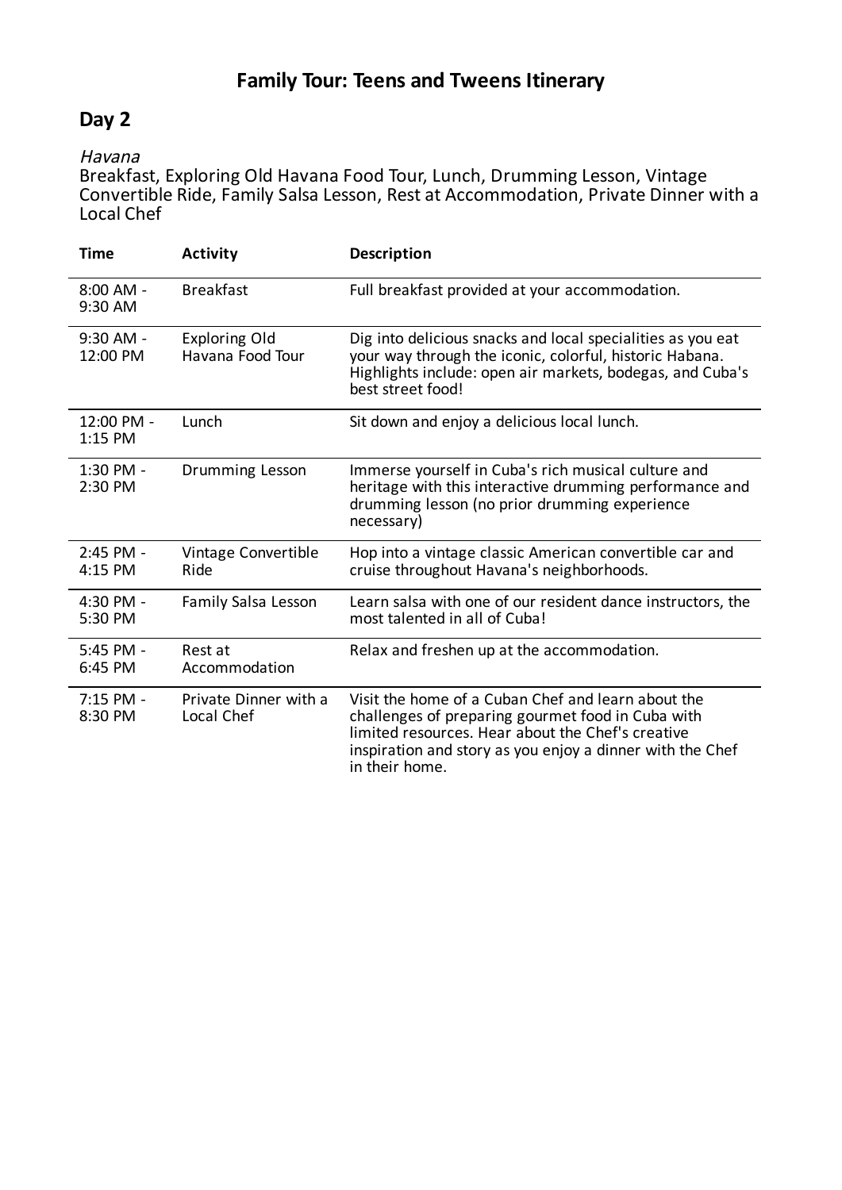# Family Tour: Teens and Tweens Itinerary

## Day 2

*Havana*
Breakfast, Exploring Old Havana Food Tour, Lunch, Drumming Lesson, Vintage Convertible Ride, Family Salsa Lesson, Rest at Accommodation, Private Dinner with a Local Chef

| Time | Activity | Description |
|---|---|---|
| 8:00 AM - 9:30 AM | Breakfast | Full breakfast provided at your accommodation. |
| 9:30 AM - 12:00 PM | Exploring Old Havana Food Tour | Dig into delicious snacks and local specialities as you eat your way through the iconic, colorful, historic Habana. Highlights include: open air markets, bodegas, and Cuba's best street food! |
| 12:00 PM - 1:15 PM | Lunch | Sit down and enjoy a delicious local lunch. |
| 1:30 PM - 2:30 PM | Drumming Lesson | Immerse yourself in Cuba's rich musical culture and heritage with this interactive drumming performance and drumming lesson (no prior drumming experience necessary) |
| 2:45 PM - 4:15 PM | Vintage Convertible Ride | Hop into a vintage classic American convertible car and cruise throughout Havana's neighborhoods. |
| 4:30 PM - 5:30 PM | Family Salsa Lesson | Learn salsa with one of our resident dance instructors, the most talented in all of Cuba! |
| 5:45 PM - 6:45 PM | Rest at Accommodation | Relax and freshen up at the accommodation. |
| 7:15 PM - 8:30 PM | Private Dinner with a Local Chef | Visit the home of a Cuban Chef and learn about the challenges of preparing gourmet food in Cuba with limited resources. Hear about the Chef's creative inspiration and story as you enjoy a dinner with the Chef in their home. |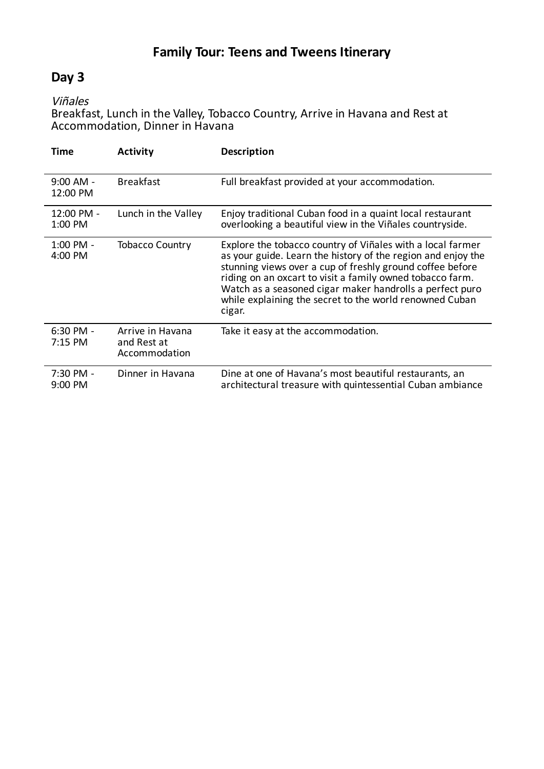# Family Tour: Teens and Tweens Itinerary

## Day 3

*Viñales*
Breakfast, Lunch in the Valley, Tobacco Country, Arrive in Havana and Rest at Accommodation, Dinner in Havana

| Time | Activity | Description |
|---|---|---|
| 9:00 AM - 12:00 PM | Breakfast | Full breakfast provided at your accommodation. |
| 12:00 PM - 1:00 PM | Lunch in the Valley | Enjoy traditional Cuban food in a quaint local restaurant overlooking a beautiful view in the Viñales countryside. |
| 1:00 PM - 4:00 PM | Tobacco Country | Explore the tobacco country of Viñales with a local farmer as your guide. Learn the history of the region and enjoy the stunning views over a cup of freshly ground coffee before riding on an oxcart to visit a family owned tobacco farm. Watch as a seasoned cigar maker handrolls a perfect puro while explaining the secret to the world renowned Cuban cigar. |
| 6:30 PM - 7:15 PM | Arrive in Havana and Rest at Accommodation | Take it easy at the accommodation. |
| 7:30 PM - 9:00 PM | Dinner in Havana | Dine at one of Havana's most beautiful restaurants, an architectural treasure with quintessential Cuban ambiance |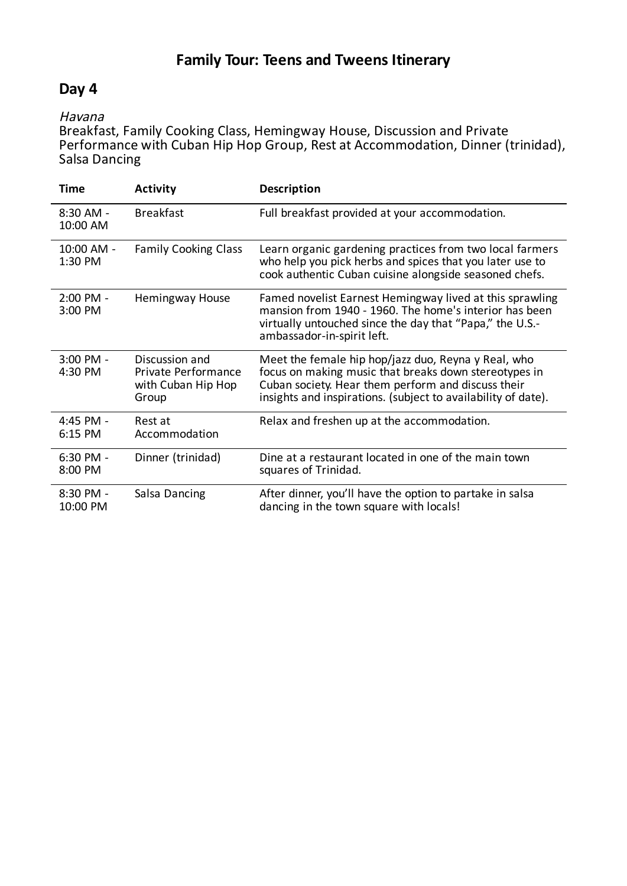# Family Tour: Teens and Tweens Itinerary

## Day 4

*Havana*
Breakfast, Family Cooking Class, Hemingway House, Discussion and Private Performance with Cuban Hip Hop Group, Rest at Accommodation, Dinner (trinidad), Salsa Dancing

| Time | Activity | Description |
| --- | --- | --- |
| 8:30 AM - 10:00 AM | Breakfast | Full breakfast provided at your accommodation. |
| 10:00 AM - 1:30 PM | Family Cooking Class | Learn organic gardening practices from two local farmers who help you pick herbs and spices that you later use to cook authentic Cuban cuisine alongside seasoned chefs. |
| 2:00 PM - 3:00 PM | Hemingway House | Famed novelist Earnest Hemingway lived at this sprawling mansion from 1940 - 1960. The home's interior has been virtually untouched since the day that "Papa," the U.S.-ambassador-in-spirit left. |
| 3:00 PM - 4:30 PM | Discussion and Private Performance with Cuban Hip Hop Group | Meet the female hip hop/jazz duo, Reyna y Real, who focus on making music that breaks down stereotypes in Cuban society. Hear them perform and discuss their insights and inspirations. (subject to availability of date). |
| 4:45 PM - 6:15 PM | Rest at Accommodation | Relax and freshen up at the accommodation. |
| 6:30 PM - 8:00 PM | Dinner (trinidad) | Dine at a restaurant located in one of the main town squares of Trinidad. |
| 8:30 PM - 10:00 PM | Salsa Dancing | After dinner, you'll have the option to partake in salsa dancing in the town square with locals! |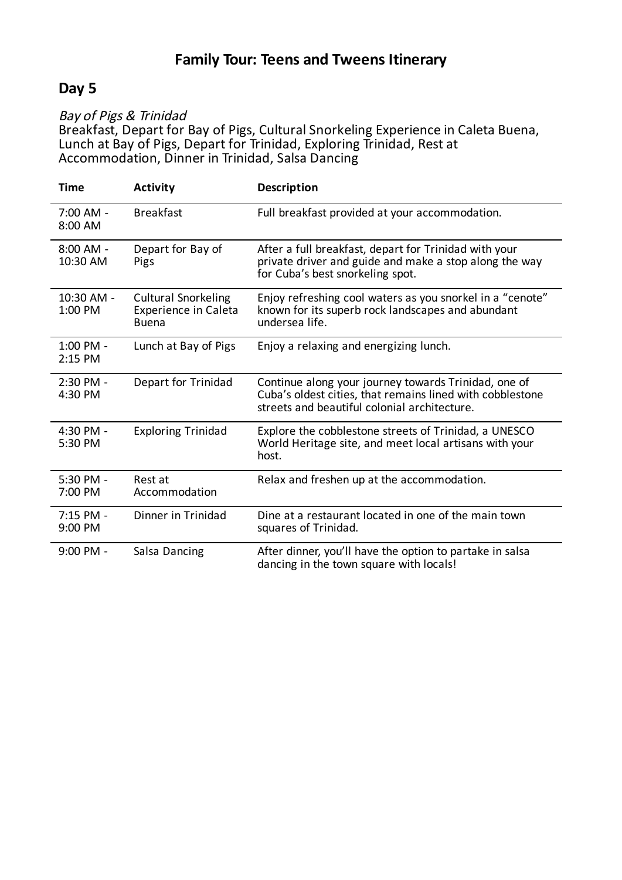# Family Tour: Teens and Tweens Itinerary

## Day 5

*Bay of Pigs & Trinidad*
Breakfast, Depart for Bay of Pigs, Cultural Snorkeling Experience in Caleta Buena, Lunch at Bay of Pigs, Depart for Trinidad, Exploring Trinidad, Rest at Accommodation, Dinner in Trinidad, Salsa Dancing

| Time | Activity | Description |
| --- | --- | --- |
| 7:00 AM - 8:00 AM | Breakfast | Full breakfast provided at your accommodation. |
| 8:00 AM - 10:30 AM | Depart for Bay of Pigs | After a full breakfast, depart for Trinidad with your private driver and guide and make a stop along the way for Cuba's best snorkeling spot. |
| 10:30 AM - 1:00 PM | Cultural Snorkeling Experience in Caleta Buena | Enjoy refreshing cool waters as you snorkel in a "cenote" known for its superb rock landscapes and abundant undersea life. |
| 1:00 PM - 2:15 PM | Lunch at Bay of Pigs | Enjoy a relaxing and energizing lunch. |
| 2:30 PM - 4:30 PM | Depart for Trinidad | Continue along your journey towards Trinidad, one of Cuba's oldest cities, that remains lined with cobblestone streets and beautiful colonial architecture. |
| 4:30 PM - 5:30 PM | Exploring Trinidad | Explore the cobblestone streets of Trinidad, a UNESCO World Heritage site, and meet local artisans with your host. |
| 5:30 PM - 7:00 PM | Rest at Accommodation | Relax and freshen up at the accommodation. |
| 7:15 PM - 9:00 PM | Dinner in Trinidad | Dine at a restaurant located in one of the main town squares of Trinidad. |
| 9:00 PM - | Salsa Dancing | After dinner, you'll have the option to partake in salsa dancing in the town square with locals! |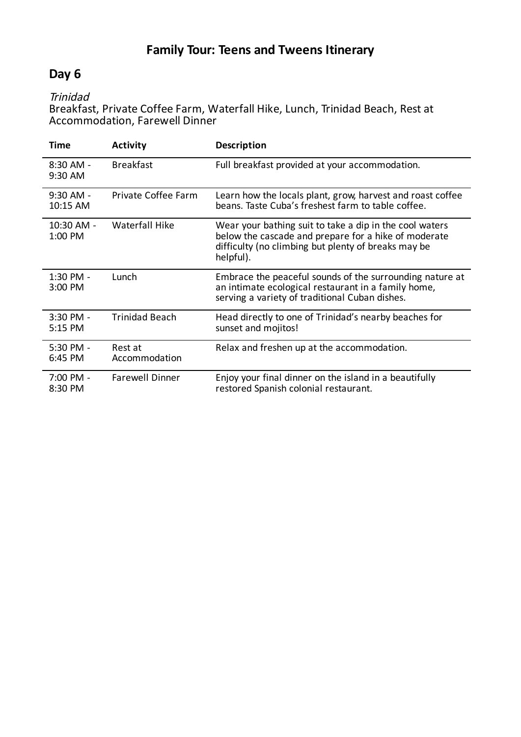# Family Tour: Teens and Tweens Itinerary

## Day 6

*Trinidad*

Breakfast, Private Coffee Farm, Waterfall Hike, Lunch, Trinidad Beach, Rest at Accommodation, Farewell Dinner

| Time | Activity | Description |
|---|---|---|
| 8:30 AM - 9:30 AM | Breakfast | Full breakfast provided at your accommodation. |
| 9:30 AM - 10:15 AM | Private Coffee Farm | Learn how the locals plant, grow, harvest and roast coffee beans. Taste Cuba's freshest farm to table coffee. |
| 10:30 AM - 1:00 PM | Waterfall Hike | Wear your bathing suit to take a dip in the cool waters below the cascade and prepare for a hike of moderate difficulty (no climbing but plenty of breaks may be helpful). |
| 1:30 PM - 3:00 PM | Lunch | Embrace the peaceful sounds of the surrounding nature at an intimate ecological restaurant in a family home, serving a variety of traditional Cuban dishes. |
| 3:30 PM - 5:15 PM | Trinidad Beach | Head directly to one of Trinidad's nearby beaches for sunset and mojitos! |
| 5:30 PM - 6:45 PM | Rest at Accommodation | Relax and freshen up at the accommodation. |
| 7:00 PM - 8:30 PM | Farewell Dinner | Enjoy your final dinner on the island in a beautifully restored Spanish colonial restaurant. |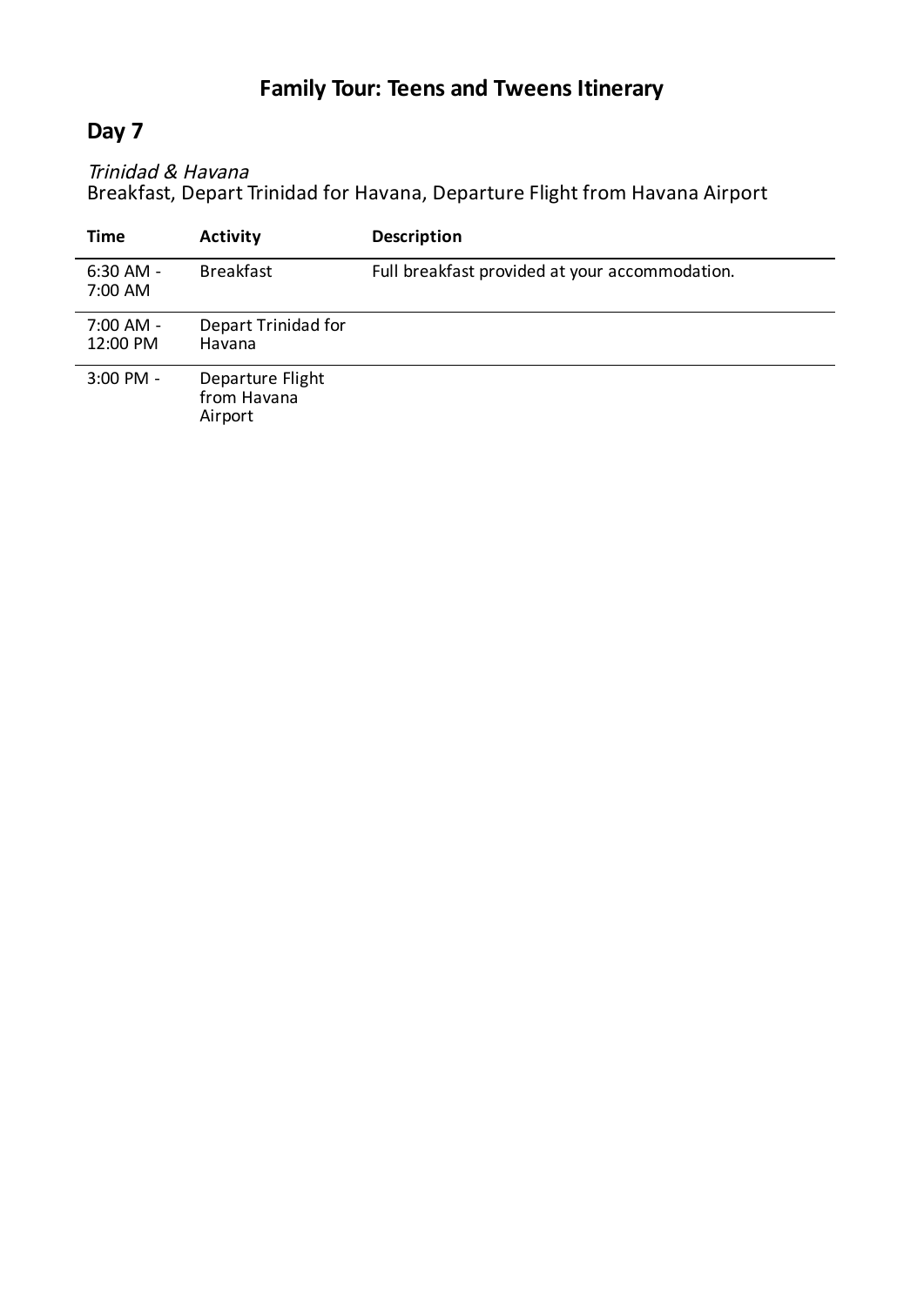# Family Tour: Teens and Tweens Itinerary

## Day 7

*Trinidad & Havana*
Breakfast, Depart Trinidad for Havana, Departure Flight from Havana Airport

| Time | Activity | Description |
| --- | --- | --- |
| 6:30 AM - 7:00 AM | Breakfast | Full breakfast provided at your accommodation. |
| 7:00 AM - 12:00 PM | Depart Trinidad for Havana | |
| 3:00 PM - | Departure Flight from Havana Airport | |